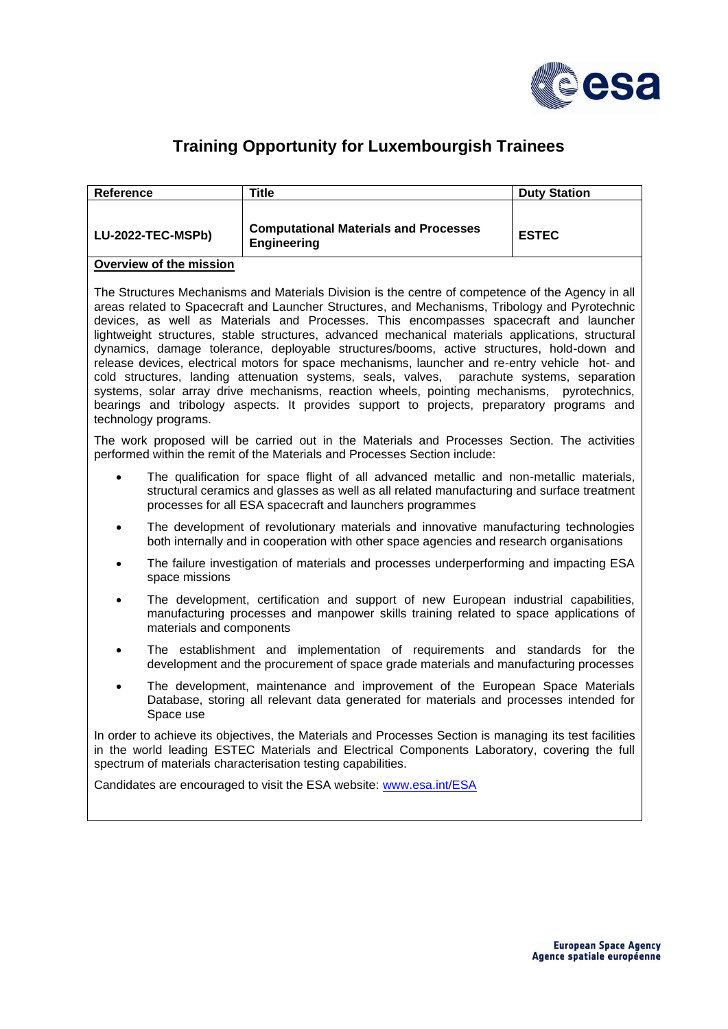# Training Opportunity for Luxembourgish Trainees

| Reference | Title | Duty Station |
| --- | --- | --- |
| **LU-2022-TEC-MSPb)** | **Computational Materials and Processes Engineering** | **ESTEC** |

**Overview of the mission**

The Structures Mechanisms and Materials Division is the centre of competence of the Agency in all areas related to Spacecraft and Launcher Structures, and Mechanisms, Tribology and Pyrotechnic devices, as well as Materials and Processes. This encompasses spacecraft and launcher lightweight structures, stable structures, advanced mechanical materials applications, structural dynamics, damage tolerance, deployable structures/booms, active structures, hold-down and release devices, electrical motors for space mechanisms, launcher and re-entry vehicle hot- and cold structures, landing attenuation systems, seals, valves, parachute systems, separation systems, solar array drive mechanisms, reaction wheels, pointing mechanisms, pyrotechnics, bearings and tribology aspects. It provides support to projects, preparatory programs and technology programs.

The work proposed will be carried out in the Materials and Processes Section. The activities performed within the remit of the Materials and Processes Section include:

- The qualification for space flight of all advanced metallic and non-metallic materials, structural ceramics and glasses as well as all related manufacturing and surface treatment processes for all ESA spacecraft and launchers programmes
- The development of revolutionary materials and innovative manufacturing technologies both internally and in cooperation with other space agencies and research organisations
- The failure investigation of materials and processes underperforming and impacting ESA space missions
- The development, certification and support of new European industrial capabilities, manufacturing processes and manpower skills training related to space applications of materials and components
- The establishment and implementation of requirements and standards for the development and the procurement of space grade materials and manufacturing processes
- The development, maintenance and improvement of the European Space Materials Database, storing all relevant data generated for materials and processes intended for Space use

In order to achieve its objectives, the Materials and Processes Section is managing its test facilities in the world leading ESTEC Materials and Electrical Components Laboratory, covering the full spectrum of materials characterisation testing capabilities.

Candidates are encouraged to visit the ESA website: www.esa.int/ESA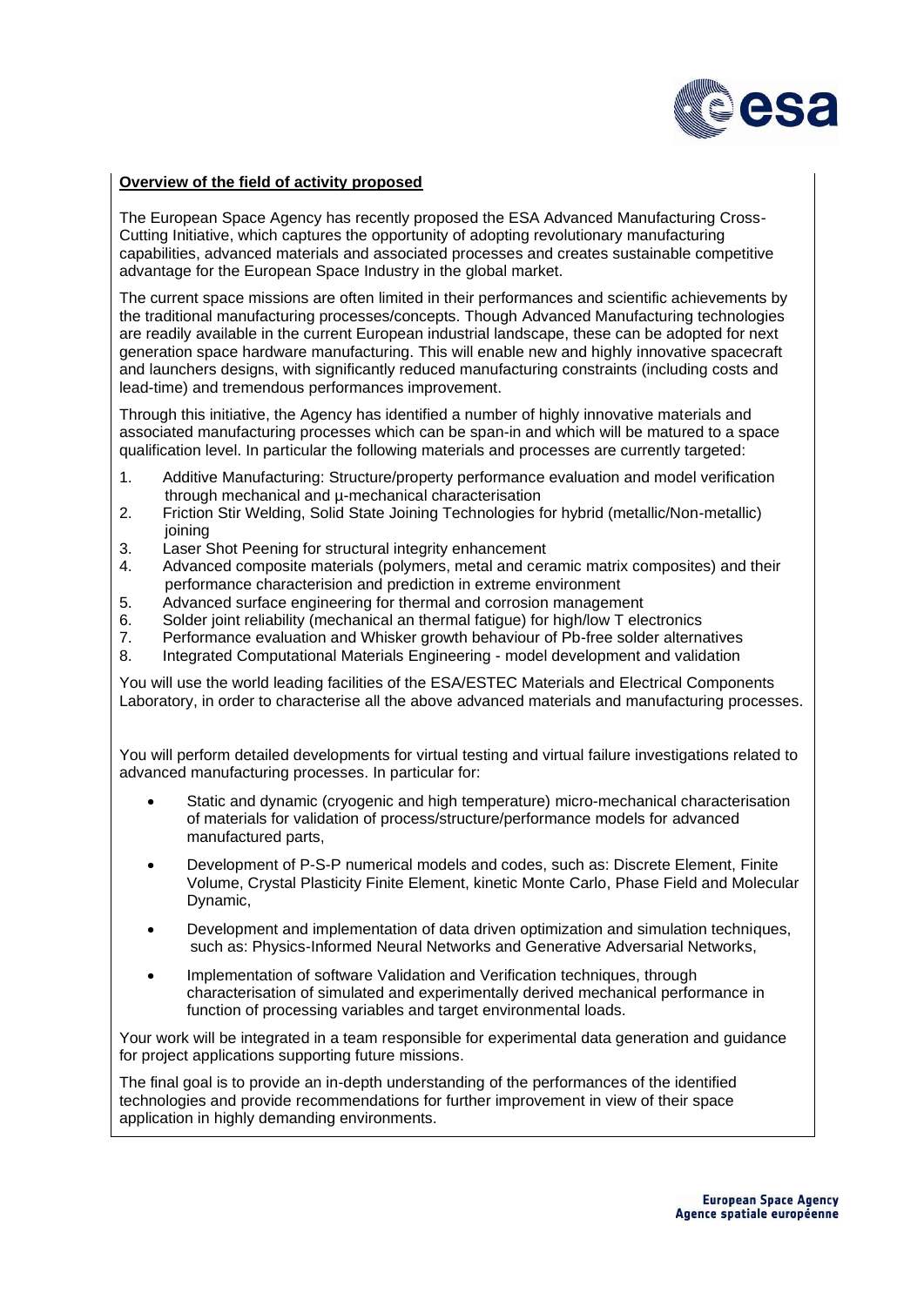**Overview of the field of activity proposed**

The European Space Agency has recently proposed the ESA Advanced Manufacturing Cross-Cutting Initiative, which captures the opportunity of adopting revolutionary manufacturing capabilities, advanced materials and associated processes and creates sustainable competitive advantage for the European Space Industry in the global market.

The current space missions are often limited in their performances and scientific achievements by the traditional manufacturing processes/concepts. Though Advanced Manufacturing technologies are readily available in the current European industrial landscape, these can be adopted for next generation space hardware manufacturing. This will enable new and highly innovative spacecraft and launchers designs, with significantly reduced manufacturing constraints (including costs and lead-time) and tremendous performances improvement.

Through this initiative, the Agency has identified a number of highly innovative materials and associated manufacturing processes which can be span-in and which will be matured to a space qualification level. In particular the following materials and processes are currently targeted:

1. Additive Manufacturing: Structure/property performance evaluation and model verification through mechanical and µ-mechanical characterisation
2. Friction Stir Welding, Solid State Joining Technologies for hybrid (metallic/Non-metallic) joining
3. Laser Shot Peening for structural integrity enhancement
4. Advanced composite materials (polymers, metal and ceramic matrix composites) and their performance characterision and prediction in extreme environment
5. Advanced surface engineering for thermal and corrosion management
6. Solder joint reliability (mechanical an thermal fatigue) for high/low T electronics
7. Performance evaluation and Whisker growth behaviour of Pb-free solder alternatives
8. Integrated Computational Materials Engineering - model development and validation

You will use the world leading facilities of the ESA/ESTEC Materials and Electrical Components Laboratory, in order to characterise all the above advanced materials and manufacturing processes.

You will perform detailed developments for virtual testing and virtual failure investigations related to advanced manufacturing processes. In particular for:

- Static and dynamic (cryogenic and high temperature) micro-mechanical characterisation of materials for validation of process/structure/performance models for advanced manufactured parts,
- Development of P-S-P numerical models and codes, such as: Discrete Element, Finite Volume, Crystal Plasticity Finite Element, kinetic Monte Carlo, Phase Field and Molecular Dynamic,
- Development and implementation of data driven optimization and simulation techniques, such as: Physics-Informed Neural Networks and Generative Adversarial Networks,
- Implementation of software Validation and Verification techniques, through characterisation of simulated and experimentally derived mechanical performance in function of processing variables and target environmental loads.

Your work will be integrated in a team responsible for experimental data generation and guidance for project applications supporting future missions.

The final goal is to provide an in-depth understanding of the performances of the identified technologies and provide recommendations for further improvement in view of their space application in highly demanding environments.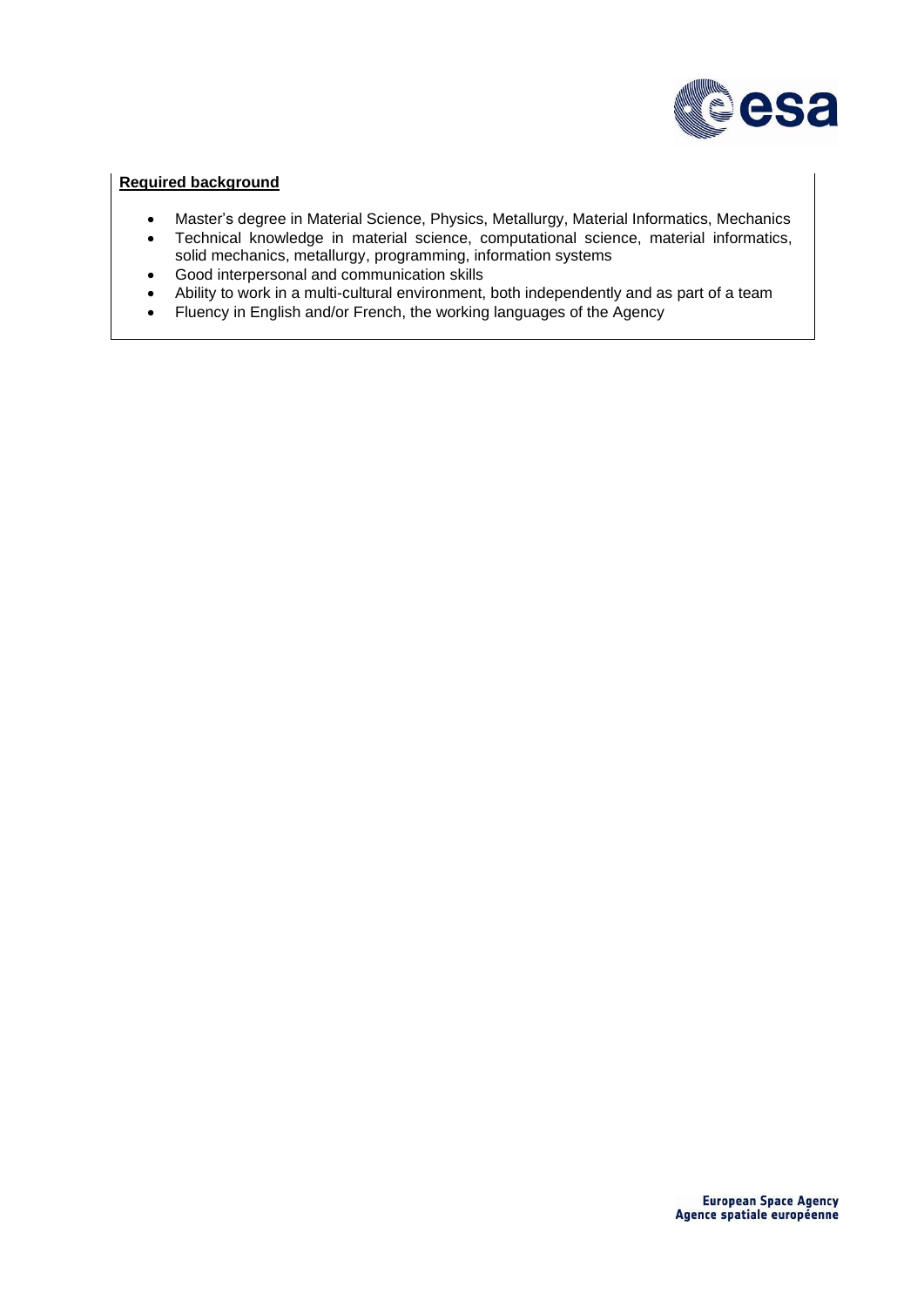**<u>Required background</u>**

- Master's degree in Material Science, Physics, Metallurgy, Material Informatics, Mechanics
- Technical knowledge in material science, computational science, material informatics, solid mechanics, metallurgy, programming, information systems
- Good interpersonal and communication skills
- Ability to work in a multi-cultural environment, both independently and as part of a team
- Fluency in English and/or French, the working languages of the Agency